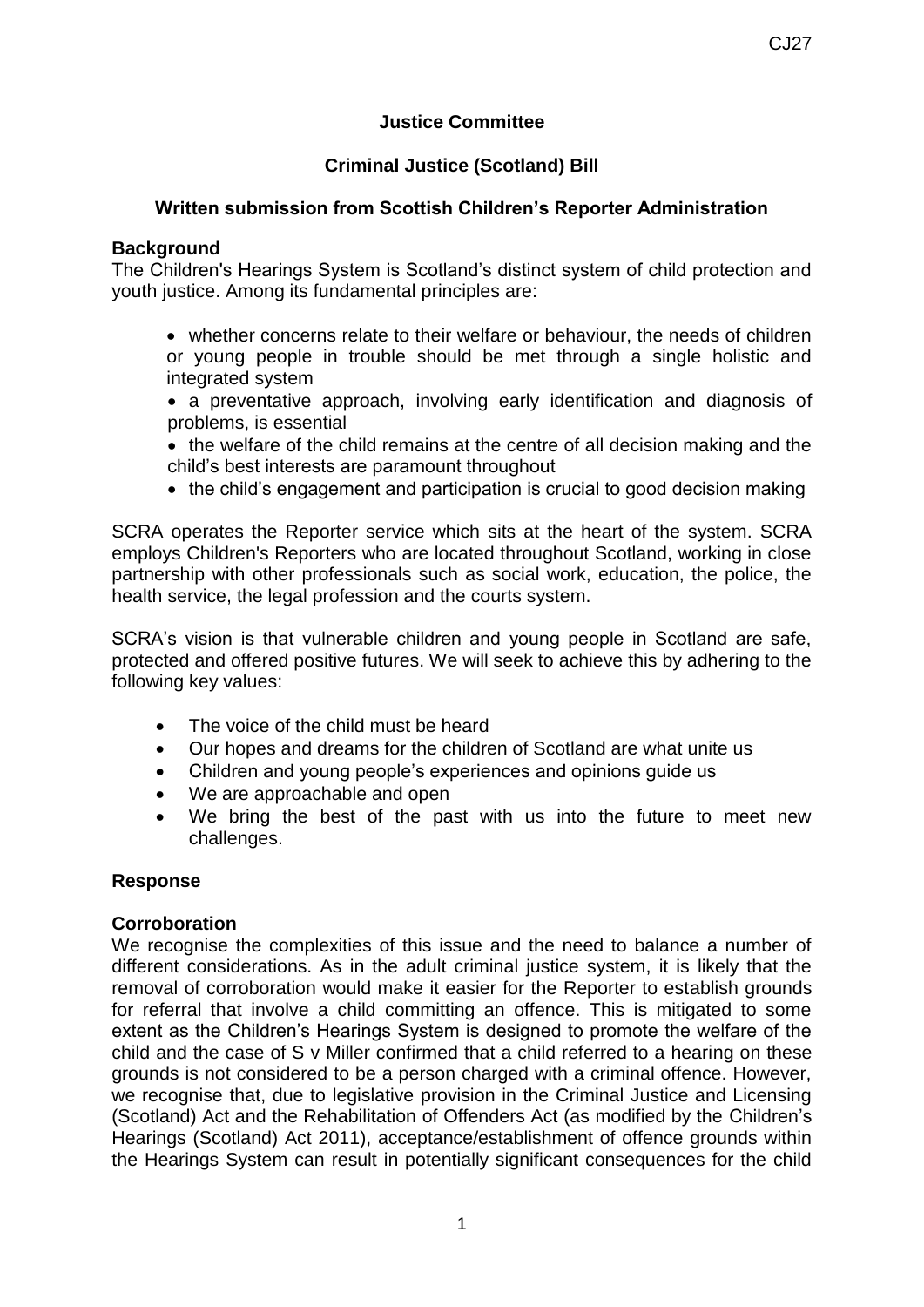**Justice Committee**

**Criminal Justice (Scotland) Bill**

**Written submission from Scottish Children's Reporter Administration**

**Background**

The Children's Hearings System is Scotland's distinct system of child protection and youth justice. Among its fundamental principles are:

- whether concerns relate to their welfare or behaviour, the needs of children or young people in trouble should be met through a single holistic and integrated system
- a preventative approach, involving early identification and diagnosis of problems, is essential
- the welfare of the child remains at the centre of all decision making and the child's best interests are paramount throughout
- the child's engagement and participation is crucial to good decision making

SCRA operates the Reporter service which sits at the heart of the system. SCRA employs Children's Reporters who are located throughout Scotland, working in close partnership with other professionals such as social work, education, the police, the health service, the legal profession and the courts system.

SCRA's vision is that vulnerable children and young people in Scotland are safe, protected and offered positive futures. We will seek to achieve this by adhering to the following key values:

- The voice of the child must be heard
- Our hopes and dreams for the children of Scotland are what unite us
- Children and young people's experiences and opinions guide us
- We are approachable and open
- We bring the best of the past with us into the future to meet new challenges.

**Response**

**Corroboration**

We recognise the complexities of this issue and the need to balance a number of different considerations. As in the adult criminal justice system, it is likely that the removal of corroboration would make it easier for the Reporter to establish grounds for referral that involve a child committing an offence. This is mitigated to some extent as the Children's Hearings System is designed to promote the welfare of the child and the case of S v Miller confirmed that a child referred to a hearing on these grounds is not considered to be a person charged with a criminal offence. However, we recognise that, due to legislative provision in the Criminal Justice and Licensing (Scotland) Act and the Rehabilitation of Offenders Act (as modified by the Children's Hearings (Scotland) Act 2011), acceptance/establishment of offence grounds within the Hearings System can result in potentially significant consequences for the child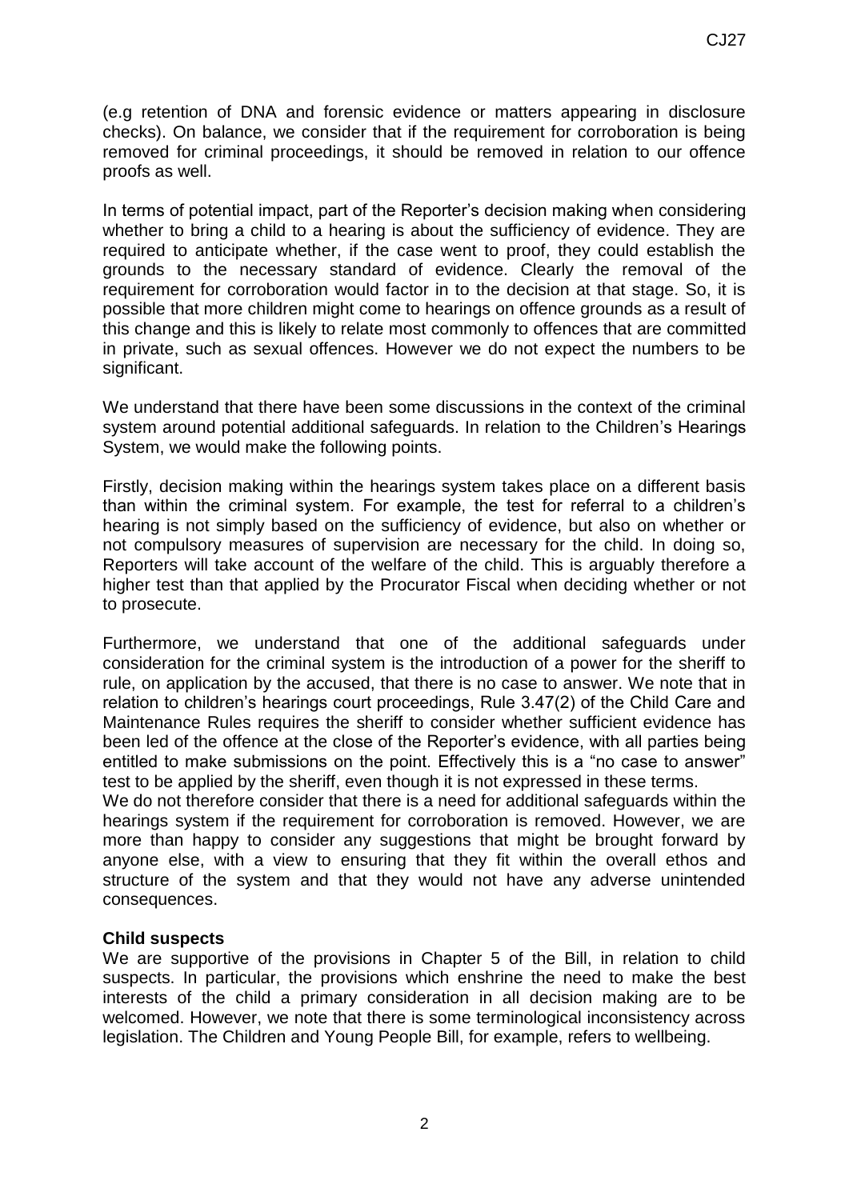(e.g retention of DNA and forensic evidence or matters appearing in disclosure checks). On balance, we consider that if the requirement for corroboration is being removed for criminal proceedings, it should be removed in relation to our offence proofs as well.

In terms of potential impact, part of the Reporter's decision making when considering whether to bring a child to a hearing is about the sufficiency of evidence. They are required to anticipate whether, if the case went to proof, they could establish the grounds to the necessary standard of evidence. Clearly the removal of the requirement for corroboration would factor in to the decision at that stage. So, it is possible that more children might come to hearings on offence grounds as a result of this change and this is likely to relate most commonly to offences that are committed in private, such as sexual offences. However we do not expect the numbers to be significant.

We understand that there have been some discussions in the context of the criminal system around potential additional safeguards. In relation to the Children's Hearings System, we would make the following points.

Firstly, decision making within the hearings system takes place on a different basis than within the criminal system. For example, the test for referral to a children's hearing is not simply based on the sufficiency of evidence, but also on whether or not compulsory measures of supervision are necessary for the child. In doing so, Reporters will take account of the welfare of the child. This is arguably therefore a higher test than that applied by the Procurator Fiscal when deciding whether or not to prosecute.

Furthermore, we understand that one of the additional safeguards under consideration for the criminal system is the introduction of a power for the sheriff to rule, on application by the accused, that there is no case to answer. We note that in relation to children's hearings court proceedings, Rule 3.47(2) of the Child Care and Maintenance Rules requires the sheriff to consider whether sufficient evidence has been led of the offence at the close of the Reporter's evidence, with all parties being entitled to make submissions on the point. Effectively this is a "no case to answer" test to be applied by the sheriff, even though it is not expressed in these terms.

We do not therefore consider that there is a need for additional safeguards within the hearings system if the requirement for corroboration is removed. However, we are more than happy to consider any suggestions that might be brought forward by anyone else, with a view to ensuring that they fit within the overall ethos and structure of the system and that they would not have any adverse unintended consequences.

**Child suspects**

We are supportive of the provisions in Chapter 5 of the Bill, in relation to child suspects. In particular, the provisions which enshrine the need to make the best interests of the child a primary consideration in all decision making are to be welcomed. However, we note that there is some terminological inconsistency across legislation. The Children and Young People Bill, for example, refers to wellbeing.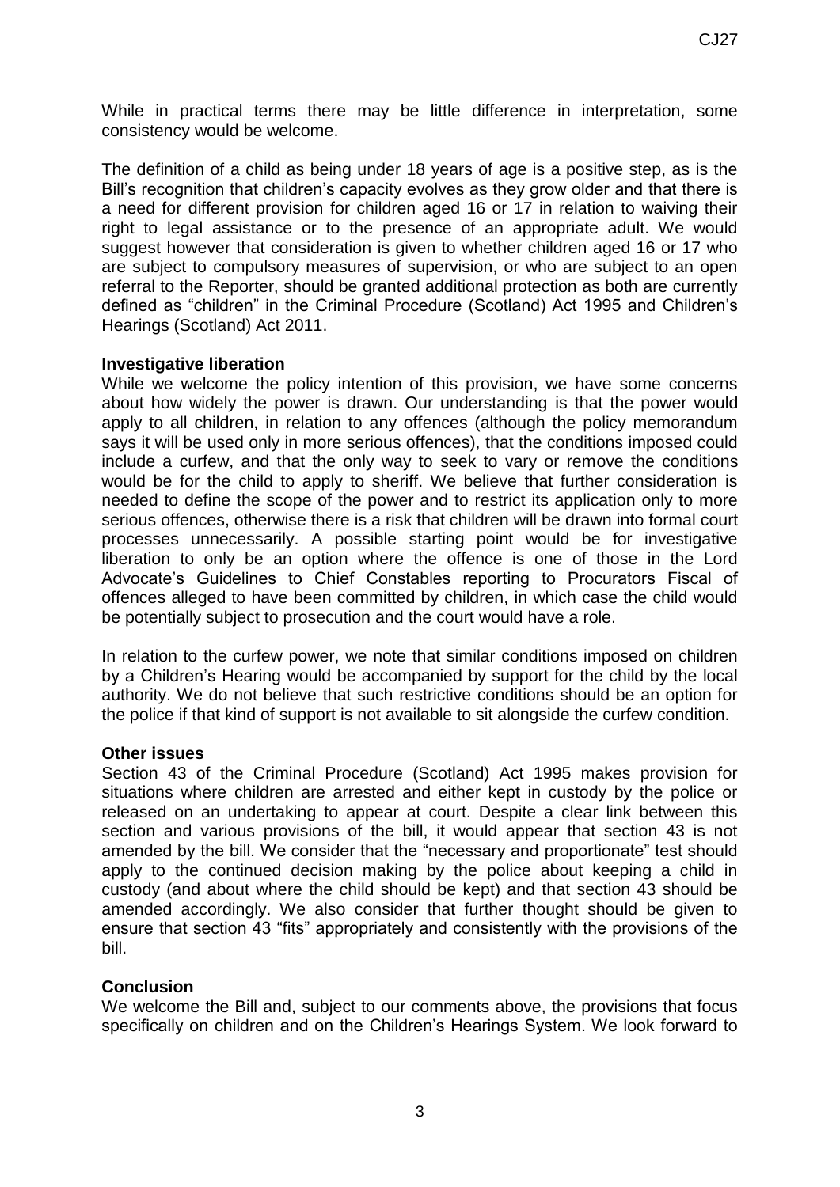While in practical terms there may be little difference in interpretation, some consistency would be welcome.

The definition of a child as being under 18 years of age is a positive step, as is the Bill's recognition that children's capacity evolves as they grow older and that there is a need for different provision for children aged 16 or 17 in relation to waiving their right to legal assistance or to the presence of an appropriate adult. We would suggest however that consideration is given to whether children aged 16 or 17 who are subject to compulsory measures of supervision, or who are subject to an open referral to the Reporter, should be granted additional protection as both are currently defined as "children" in the Criminal Procedure (Scotland) Act 1995 and Children's Hearings (Scotland) Act 2011.

**Investigative liberation**

While we welcome the policy intention of this provision, we have some concerns about how widely the power is drawn. Our understanding is that the power would apply to all children, in relation to any offences (although the policy memorandum says it will be used only in more serious offences), that the conditions imposed could include a curfew, and that the only way to seek to vary or remove the conditions would be for the child to apply to sheriff. We believe that further consideration is needed to define the scope of the power and to restrict its application only to more serious offences, otherwise there is a risk that children will be drawn into formal court processes unnecessarily. A possible starting point would be for investigative liberation to only be an option where the offence is one of those in the Lord Advocate's Guidelines to Chief Constables reporting to Procurators Fiscal of offences alleged to have been committed by children, in which case the child would be potentially subject to prosecution and the court would have a role.

In relation to the curfew power, we note that similar conditions imposed on children by a Children's Hearing would be accompanied by support for the child by the local authority. We do not believe that such restrictive conditions should be an option for the police if that kind of support is not available to sit alongside the curfew condition.

**Other issues**

Section 43 of the Criminal Procedure (Scotland) Act 1995 makes provision for situations where children are arrested and either kept in custody by the police or released on an undertaking to appear at court. Despite a clear link between this section and various provisions of the bill, it would appear that section 43 is not amended by the bill. We consider that the "necessary and proportionate" test should apply to the continued decision making by the police about keeping a child in custody (and about where the child should be kept) and that section 43 should be amended accordingly. We also consider that further thought should be given to ensure that section 43 "fits" appropriately and consistently with the provisions of the bill.

**Conclusion**

We welcome the Bill and, subject to our comments above, the provisions that focus specifically on children and on the Children's Hearings System. We look forward to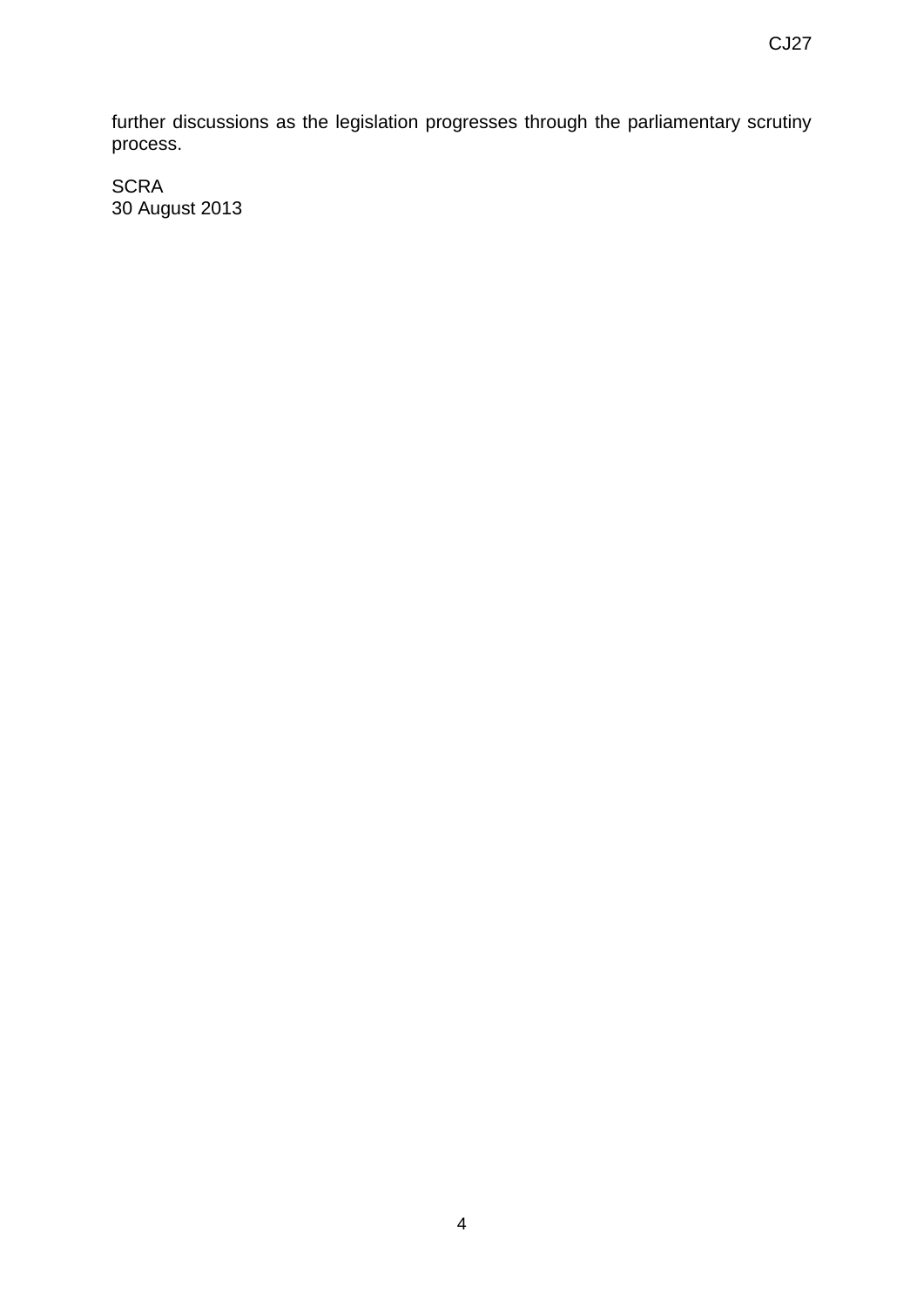further discussions as the legislation progresses through the parliamentary scrutiny process.

SCRA
30 August 2013